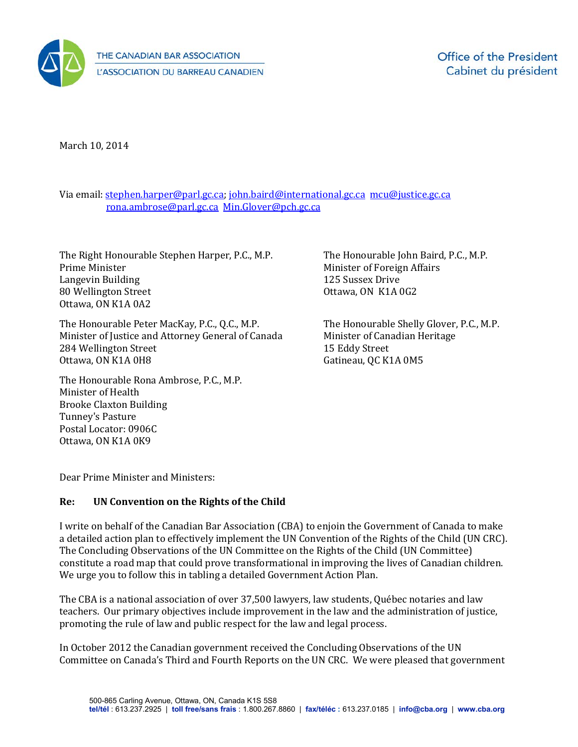THE CANADIAN BAR ASSOCIATION
L'ASSOCIATION DU BARREAU CANADIEN

Office of the President
Cabinet du président

March 10, 2014

Via email: stephen.harper@parl.gc.ca; john.baird@international.gc.ca mcu@justice.gc.ca rona.ambrose@parl.gc.ca Min.Glover@pch.gc.ca

The Right Honourable Stephen Harper, P.C., M.P.
Prime Minister
Langevin Building
80 Wellington Street
Ottawa, ON K1A 0A2

The Honourable John Baird, P.C., M.P.
Minister of Foreign Affairs
125 Sussex Drive
Ottawa, ON K1A 0G2

The Honourable Peter MacKay, P.C., Q.C., M.P.
Minister of Justice and Attorney General of Canada
284 Wellington Street
Ottawa, ON K1A 0H8

The Honourable Shelly Glover, P.C., M.P.
Minister of Canadian Heritage
15 Eddy Street
Gatineau, QC K1A 0M5

The Honourable Rona Ambrose, P.C., M.P.
Minister of Health
Brooke Claxton Building
Tunney's Pasture
Postal Locator: 0906C
Ottawa, ON K1A 0K9

Dear Prime Minister and Ministers:

**Re: UN Convention on the Rights of the Child**

I write on behalf of the Canadian Bar Association (CBA) to enjoin the Government of Canada to make a detailed action plan to effectively implement the UN Convention of the Rights of the Child (UN CRC). The Concluding Observations of the UN Committee on the Rights of the Child (UN Committee) constitute a road map that could prove transformational in improving the lives of Canadian children. We urge you to follow this in tabling a detailed Government Action Plan.

The CBA is a national association of over 37,500 lawyers, law students, Québec notaries and law teachers. Our primary objectives include improvement in the law and the administration of justice, promoting the rule of law and public respect for the law and legal process.

In October 2012 the Canadian government received the Concluding Observations of the UN Committee on Canada's Third and Fourth Reports on the UN CRC. We were pleased that government

500-865 Carling Avenue, Ottawa, ON, Canada K1S 5S8
**tel/tél** : 613.237.2925 | **toll free/sans frais** : 1.800.267.8860 | **fax/téléc** : 613.237.0185 | **info@cba.org** | **www.cba.org**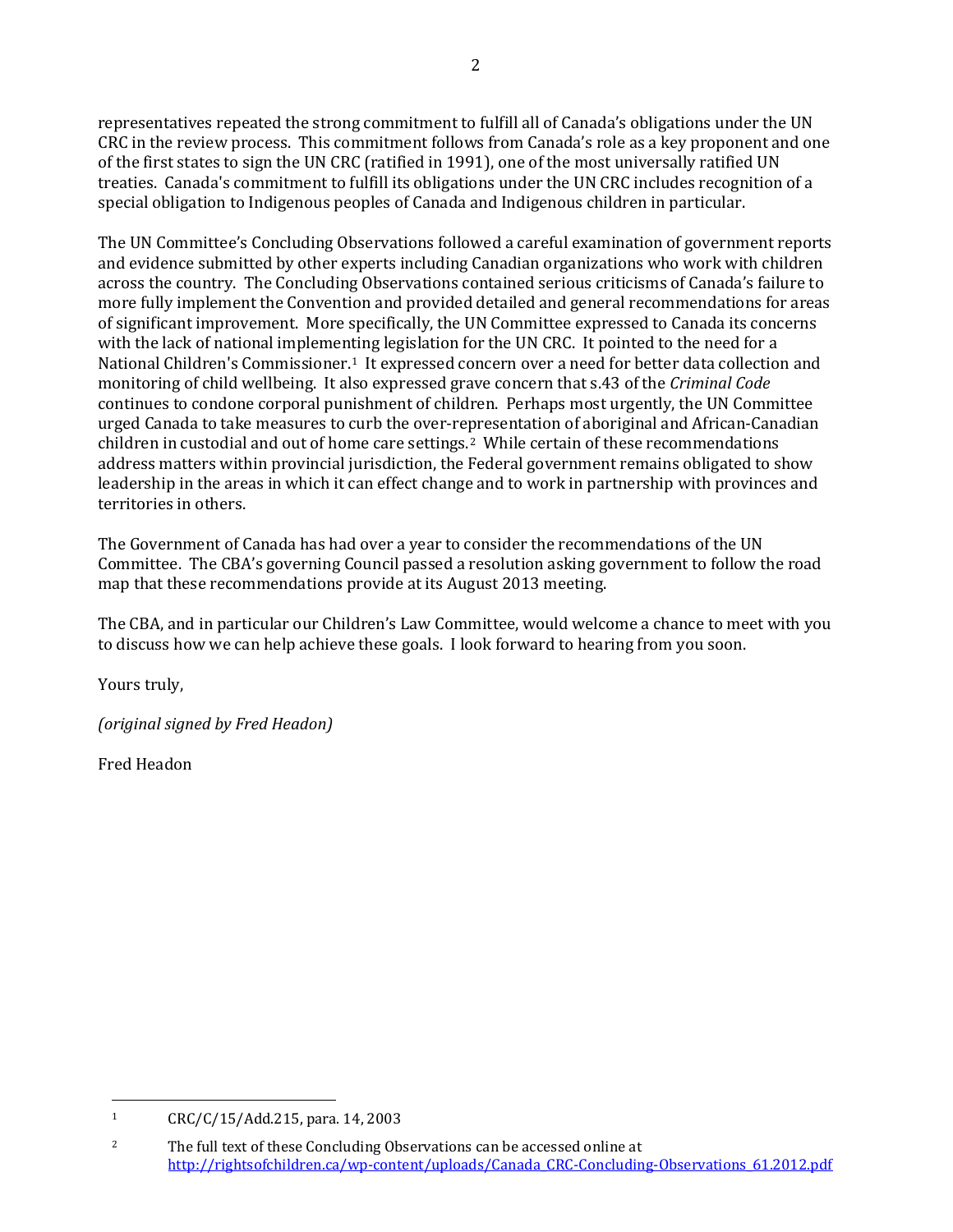representatives repeated the strong commitment to fulfill all of Canada's obligations under the UN CRC in the review process. This commitment follows from Canada's role as a key proponent and one of the first states to sign the UN CRC (ratified in 1991), one of the most universally ratified UN treaties. Canada's commitment to fulfill its obligations under the UN CRC includes recognition of a special obligation to Indigenous peoples of Canada and Indigenous children in particular.

The UN Committee's Concluding Observations followed a careful examination of government reports and evidence submitted by other experts including Canadian organizations who work with children across the country. The Concluding Observations contained serious criticisms of Canada's failure to more fully implement the Convention and provided detailed and general recommendations for areas of significant improvement. More specifically, the UN Committee expressed to Canada its concerns with the lack of national implementing legislation for the UN CRC. It pointed to the need for a National Children's Commissioner.[1] It expressed concern over a need for better data collection and monitoring of child wellbeing. It also expressed grave concern that s.43 of the *Criminal Code* continues to condone corporal punishment of children. Perhaps most urgently, the UN Committee urged Canada to take measures to curb the over-representation of aboriginal and African-Canadian children in custodial and out of home care settings.[2] While certain of these recommendations address matters within provincial jurisdiction, the Federal government remains obligated to show leadership in the areas in which it can effect change and to work in partnership with provinces and territories in others.

The Government of Canada has had over a year to consider the recommendations of the UN Committee. The CBA's governing Council passed a resolution asking government to follow the road map that these recommendations provide at its August 2013 meeting.

The CBA, and in particular our Children's Law Committee, would welcome a chance to meet with you to discuss how we can help achieve these goals. I look forward to hearing from you soon.

Yours truly,

*(original signed by Fred Headon)*

Fred Headon

---

[1] CRC/C/15/Add.215, para. 14, 2003

[2] The full text of these Concluding Observations can be accessed online at http://rightsofchildren.ca/wp-content/uploads/Canada_CRC-Concluding-Observations_61.2012.pdf